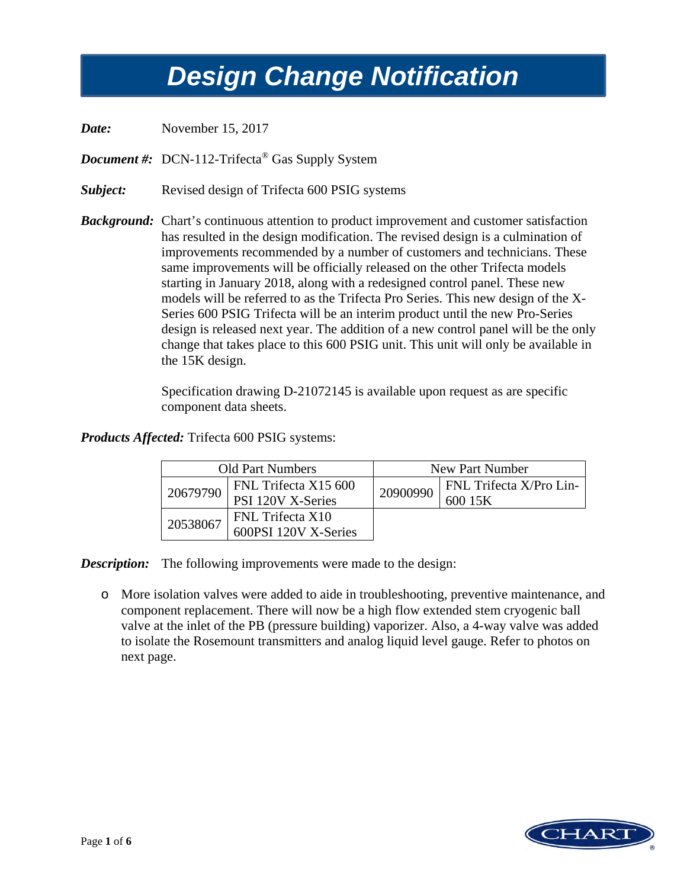# Design Change Notification

***Date:*** November 15, 2017

***Document #:*** DCN-112-Trifecta® Gas Supply System

***Subject:*** Revised design of Trifecta 600 PSIG systems

***Background:*** Chart's continuous attention to product improvement and customer satisfaction has resulted in the design modification. The revised design is a culmination of improvements recommended by a number of customers and technicians. These same improvements will be officially released on the other Trifecta models starting in January 2018, along with a redesigned control panel. These new models will be referred to as the Trifecta Pro Series. This new design of the X-Series 600 PSIG Trifecta will be an interim product until the new Pro-Series design is released next year. The addition of a new control panel will be the only change that takes place to this 600 PSIG unit. This unit will only be available in the 15K design.

Specification drawing D-21072145 is available upon request as are specific component data sheets.

***Products Affected:*** Trifecta 600 PSIG systems:

| Old Part Numbers | | New Part Number | |
|---|---|---|---|
| 20679790 | FNL Trifecta X15 600 PSI 120V X-Series | 20900990 | FNL Trifecta X/Pro Lin-600 15K |
| 20538067 | FNL Trifecta X10 600PSI 120V X-Series | | |

***Description:*** The following improvements were made to the design:

- More isolation valves were added to aide in troubleshooting, preventive maintenance, and component replacement. There will now be a high flow extended stem cryogenic ball valve at the inlet of the PB (pressure building) vaporizer. Also, a 4-way valve was added to isolate the Rosemount transmitters and analog liquid level gauge. Refer to photos on next page.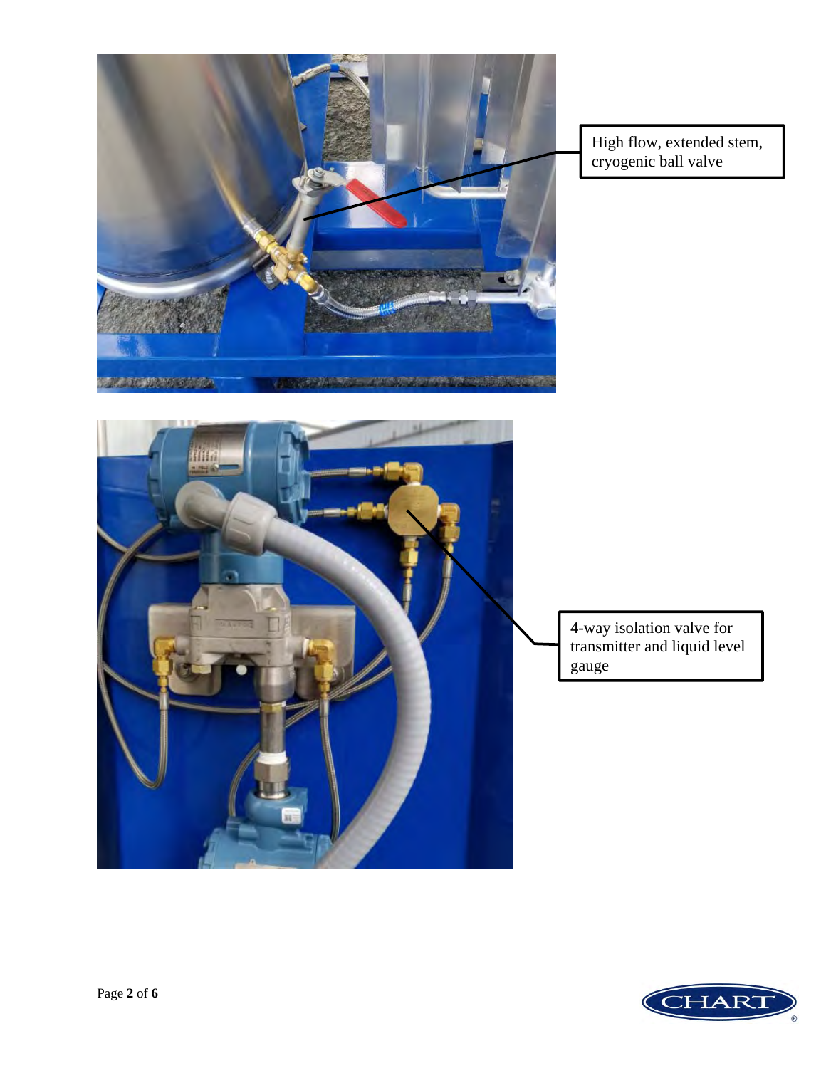High flow, extended stem, cryogenic ball valve

4-way isolation valve for transmitter and liquid level gauge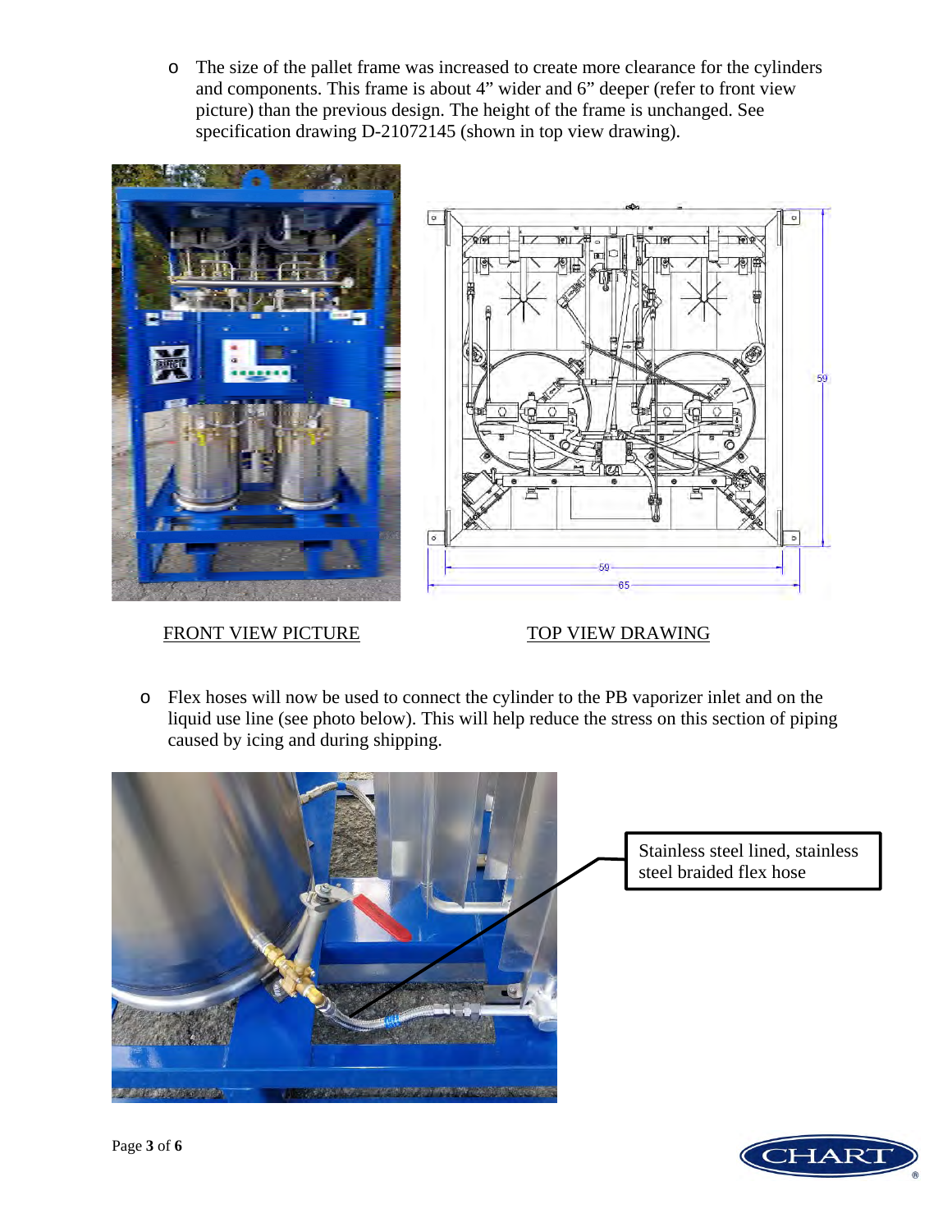- The size of the pallet frame was increased to create more clearance for the cylinders and components. This frame is about 4” wider and 6” deeper (refer to front view picture) than the previous design. The height of the frame is unchanged. See specification drawing D-21072145 (shown in top view drawing).

FRONT VIEW PICTURE

TOP VIEW DRAWING

- Flex hoses will now be used to connect the cylinder to the PB vaporizer inlet and on the liquid use line (see photo below). This will help reduce the stress on this section of piping caused by icing and during shipping.

Stainless steel lined, stainless steel braided flex hose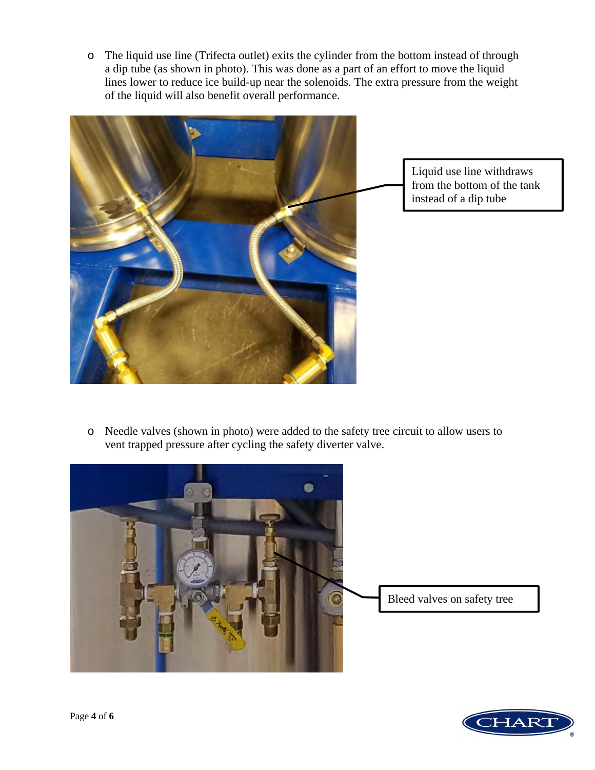- The liquid use line (Trifecta outlet) exits the cylinder from the bottom instead of through a dip tube (as shown in photo). This was done as a part of an effort to move the liquid lines lower to reduce ice build-up near the solenoids. The extra pressure from the weight of the liquid will also benefit overall performance.

Liquid use line withdraws from the bottom of the tank instead of a dip tube

- Needle valves (shown in photo) were added to the safety tree circuit to allow users to vent trapped pressure after cycling the safety diverter valve.

Bleed valves on safety tree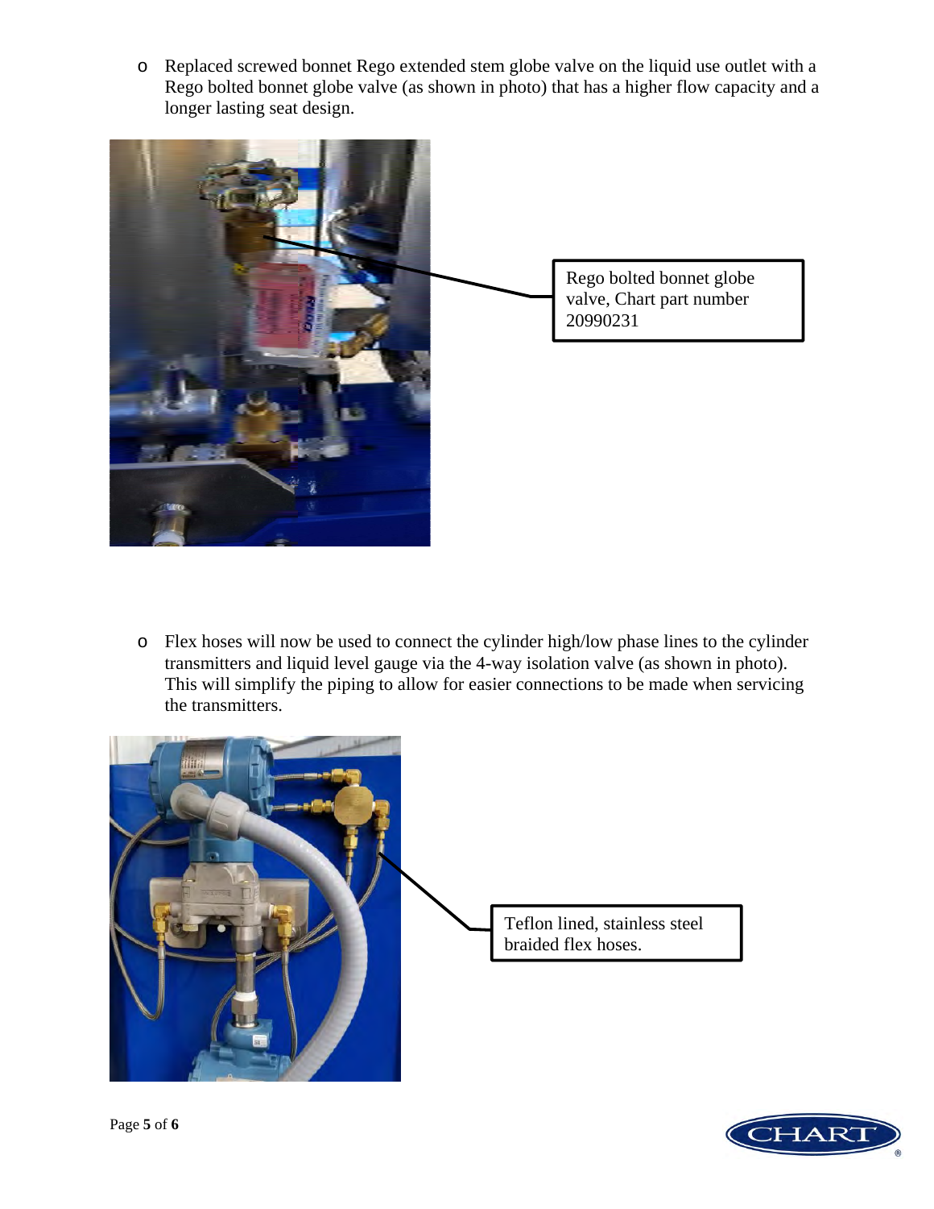- Replaced screwed bonnet Rego extended stem globe valve on the liquid use outlet with a Rego bolted bonnet globe valve (as shown in photo) that has a higher flow capacity and a longer lasting seat design.

Rego bolted bonnet globe valve, Chart part number 20990231

- Flex hoses will now be used to connect the cylinder high/low phase lines to the cylinder transmitters and liquid level gauge via the 4-way isolation valve (as shown in photo). This will simplify the piping to allow for easier connections to be made when servicing the transmitters.

Teflon lined, stainless steel braided flex hoses.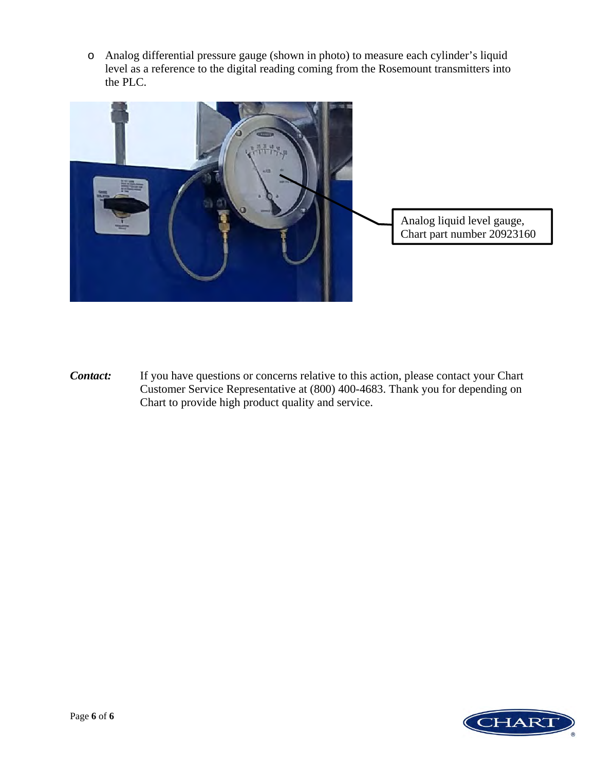- Analog differential pressure gauge (shown in photo) to measure each cylinder's liquid level as a reference to the digital reading coming from the Rosemount transmitters into the PLC.

Analog liquid level gauge, Chart part number 20923160

***Contact:*** If you have questions or concerns relative to this action, please contact your Chart Customer Service Representative at (800) 400-4683. Thank you for depending on Chart to provide high product quality and service.